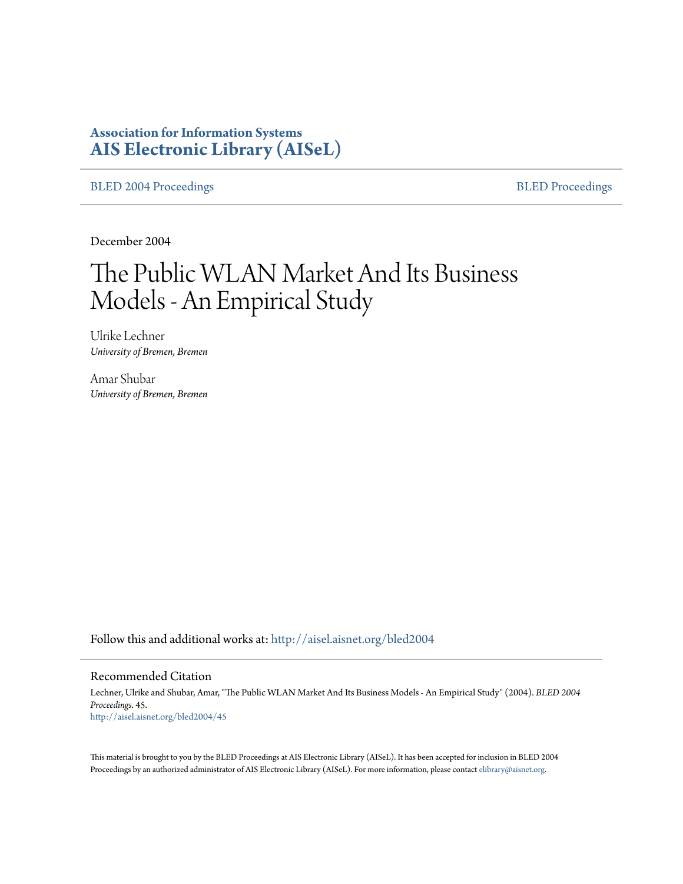**Association for Information Systems**
**AIS Electronic Library (AISeL)**

BLED 2004 Proceedings | BLED Proceedings

December 2004

# The Public WLAN Market And Its Business Models - An Empirical Study

Ulrike Lechner
*University of Bremen, Bremen*

Amar Shubar
*University of Bremen, Bremen*

Follow this and additional works at: http://aisel.aisnet.org/bled2004

## Recommended Citation

Lechner, Ulrike and Shubar, Amar, "The Public WLAN Market And Its Business Models - An Empirical Study" (2004). *BLED 2004 Proceedings*. 45.
http://aisel.aisnet.org/bled2004/45

This material is brought to you by the BLED Proceedings at AIS Electronic Library (AISeL). It has been accepted for inclusion in BLED 2004 Proceedings by an authorized administrator of AIS Electronic Library (AISeL). For more information, please contact elibrary@aisnet.org.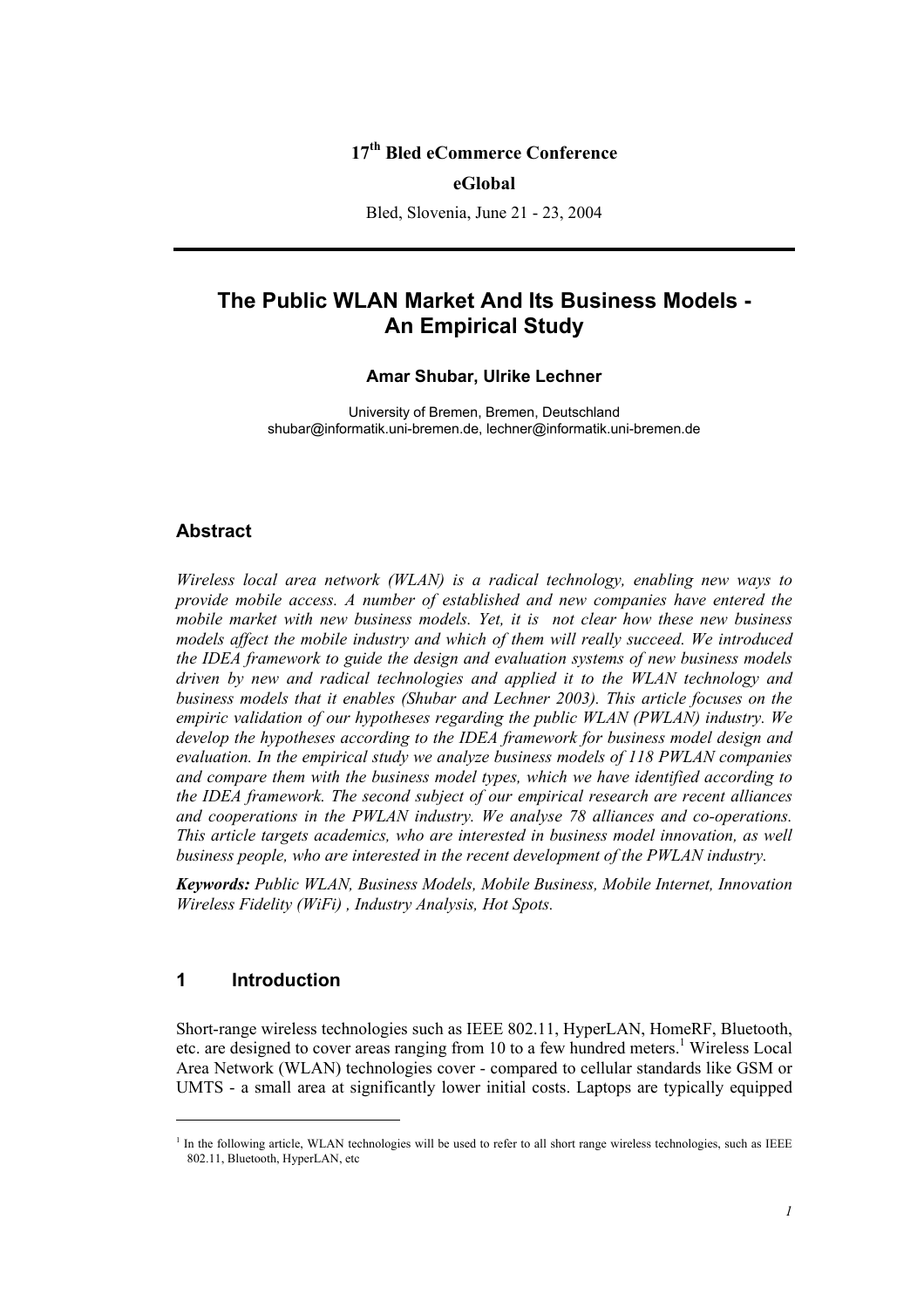**17th Bled eCommerce Conference**

**eGlobal**

Bled, Slovenia, June 21 - 23, 2004

---

# The Public WLAN Market And Its Business Models - An Empirical Study

**Amar Shubar, Ulrike Lechner**

University of Bremen, Bremen, Deutschland
shubar@informatik.uni-bremen.de, lechner@informatik.uni-bremen.de

## Abstract

*Wireless local area network (WLAN) is a radical technology, enabling new ways to provide mobile access. A number of established and new companies have entered the mobile market with new business models. Yet, it is not clear how these new business models affect the mobile industry and which of them will really succeed. We introduced the IDEA framework to guide the design and evaluation systems of new business models driven by new and radical technologies and applied it to the WLAN technology and business models that it enables (Shubar and Lechner 2003). This article focuses on the empiric validation of our hypotheses regarding the public WLAN (PWLAN) industry. We develop the hypotheses according to the IDEA framework for business model design and evaluation. In the empirical study we analyze business models of 118 PWLAN companies and compare them with the business model types, which we have identified according to the IDEA framework. The second subject of our empirical research are recent alliances and cooperations in the PWLAN industry. We analyse 78 alliances and co-operations. This article targets academics, who are interested in business model innovation, as well business people, who are interested in the recent development of the PWLAN industry.*

***Keywords:*** *Public WLAN, Business Models, Mobile Business, Mobile Internet, Innovation Wireless Fidelity (WiFi) , Industry Analysis, Hot Spots.*

## 1 Introduction

Short-range wireless technologies such as IEEE 802.11, HyperLAN, HomeRF, Bluetooth, etc. are designed to cover areas ranging from 10 to a few hundred meters.[1] Wireless Local Area Network (WLAN) technologies cover - compared to cellular standards like GSM or UMTS - a small area at significantly lower initial costs. Laptops are typically equipped

---

[1] In the following article, WLAN technologies will be used to refer to all short range wireless technologies, such as IEEE 802.11, Bluetooth, HyperLAN, etc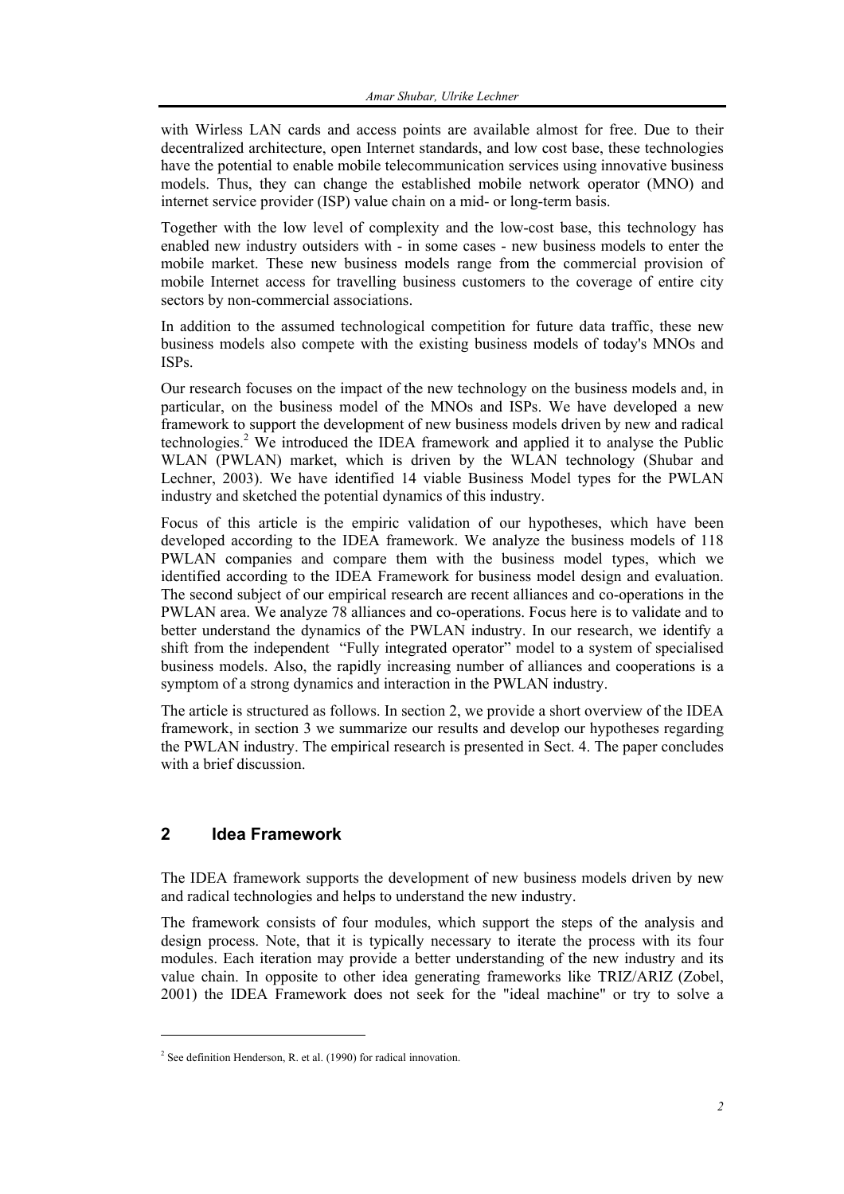with Wirless LAN cards and access points are available almost for free. Due to their decentralized architecture, open Internet standards, and low cost base, these technologies have the potential to enable mobile telecommunication services using innovative business models. Thus, they can change the established mobile network operator (MNO) and internet service provider (ISP) value chain on a mid- or long-term basis.

Together with the low level of complexity and the low-cost base, this technology has enabled new industry outsiders with - in some cases - new business models to enter the mobile market. These new business models range from the commercial provision of mobile Internet access for travelling business customers to the coverage of entire city sectors by non-commercial associations.

In addition to the assumed technological competition for future data traffic, these new business models also compete with the existing business models of today's MNOs and ISPs.

Our research focuses on the impact of the new technology on the business models and, in particular, on the business model of the MNOs and ISPs. We have developed a new framework to support the development of new business models driven by new and radical technologies.[2] We introduced the IDEA framework and applied it to analyse the Public WLAN (PWLAN) market, which is driven by the WLAN technology (Shubar and Lechner, 2003). We have identified 14 viable Business Model types for the PWLAN industry and sketched the potential dynamics of this industry.

Focus of this article is the empiric validation of our hypotheses, which have been developed according to the IDEA framework. We analyze the business models of 118 PWLAN companies and compare them with the business model types, which we identified according to the IDEA Framework for business model design and evaluation. The second subject of our empirical research are recent alliances and co-operations in the PWLAN area. We analyze 78 alliances and co-operations. Focus here is to validate and to better understand the dynamics of the PWLAN industry. In our research, we identify a shift from the independent "Fully integrated operator" model to a system of specialised business models. Also, the rapidly increasing number of alliances and cooperations is a symptom of a strong dynamics and interaction in the PWLAN industry.

The article is structured as follows. In section 2, we provide a short overview of the IDEA framework, in section 3 we summarize our results and develop our hypotheses regarding the PWLAN industry. The empirical research is presented in Sect. 4. The paper concludes with a brief discussion.

## 2 Idea Framework

The IDEA framework supports the development of new business models driven by new and radical technologies and helps to understand the new industry.

The framework consists of four modules, which support the steps of the analysis and design process. Note, that it is typically necessary to iterate the process with its four modules. Each iteration may provide a better understanding of the new industry and its value chain. In opposite to other idea generating frameworks like TRIZ/ARIZ (Zobel, 2001) the IDEA Framework does not seek for the "ideal machine" or try to solve a

[2] See definition Henderson, R. et al. (1990) for radical innovation.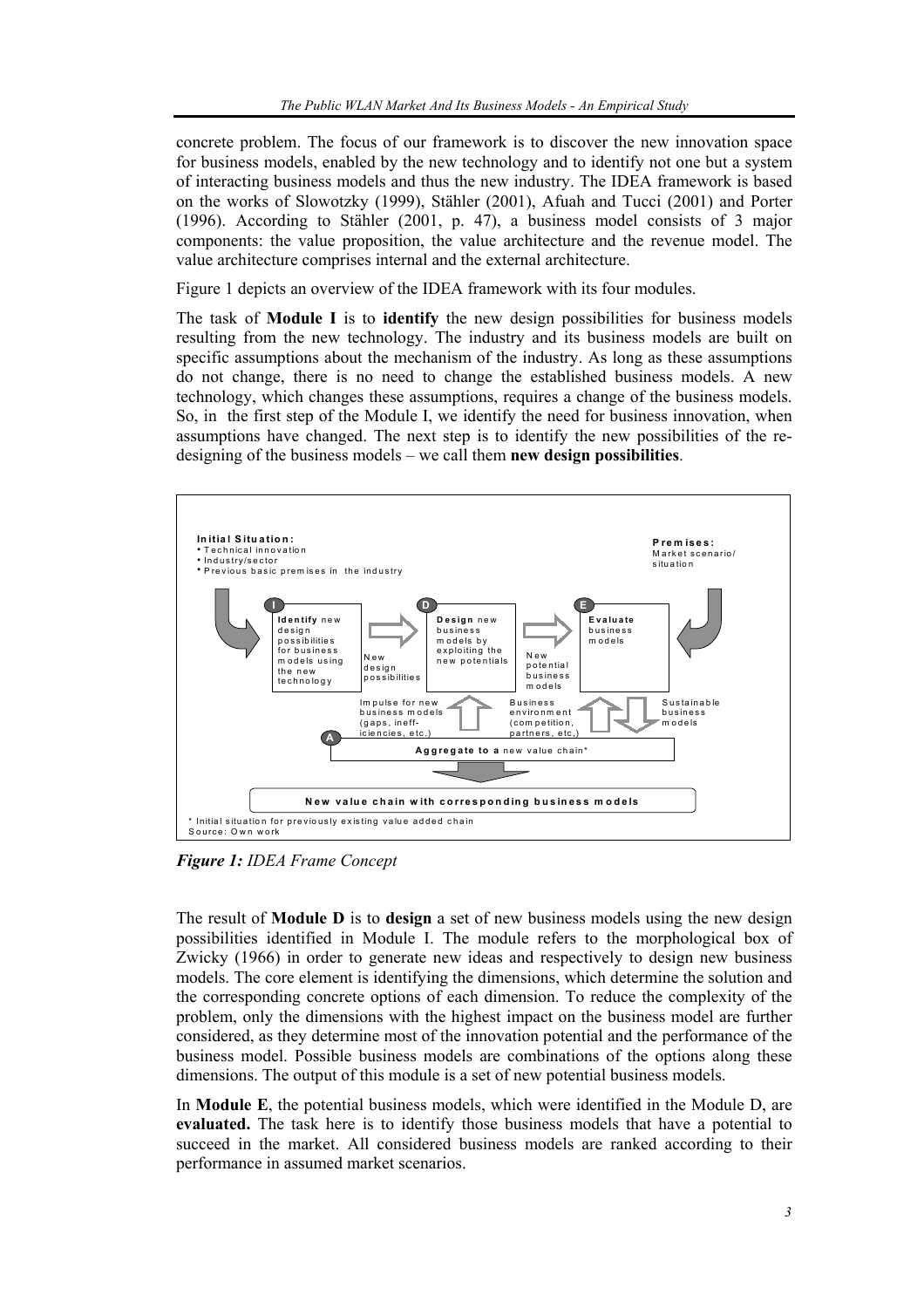concrete problem. The focus of our framework is to discover the new innovation space for business models, enabled by the new technology and to identify not one but a system of interacting business models and thus the new industry. The IDEA framework is based on the works of Slowotzky (1999), Stähler (2001), Afuah and Tucci (2001) and Porter (1996). According to Stähler (2001, p. 47), a business model consists of 3 major components: the value proposition, the value architecture and the revenue model. The value architecture comprises internal and the external architecture.

Figure 1 depicts an overview of the IDEA framework with its four modules.

The task of **Module I** is to **identify** the new design possibilities for business models resulting from the new technology. The industry and its business models are built on specific assumptions about the mechanism of the industry. As long as these assumptions do not change, there is no need to change the established business models. A new technology, which changes these assumptions, requires a change of the business models. So, in the first step of the Module I, we identify the need for business innovation, when assumptions have changed. The next step is to identify the new possibilities of the re-designing of the business models – we call them **new design possibilities**.

**Initial Situation:**
- Technical innovation
- Industry/sector
- Previous basic premises in the industry

**Premises:** Market scenario/ situation

**I** — **Identify** new design possibilities for business models using the new technology → New design possibilities → **D** — **Design** new business models by exploiting the new potentials → New potential business models → **E** — **Evaluate** business models

Impulse for new business models (gaps, inefficiencies, etc.) | Business environment (competition, partners, etc.) | Sustainable business models

**A** — **Aggregate to a** new value chain*

**New value chain with corresponding business models**

\* Initial situation for previously existing value added chain
Source: Own work

***Figure 1:*** *IDEA Frame Concept*

The result of **Module D** is to **design** a set of new business models using the new design possibilities identified in Module I. The module refers to the morphological box of Zwicky (1966) in order to generate new ideas and respectively to design new business models. The core element is identifying the dimensions, which determine the solution and the corresponding concrete options of each dimension. To reduce the complexity of the problem, only the dimensions with the highest impact on the business model are further considered, as they determine most of the innovation potential and the performance of the business model. Possible business models are combinations of the options along these dimensions. The output of this module is a set of new potential business models.

In **Module E**, the potential business models, which were identified in the Module D, are **evaluated.** The task here is to identify those business models that have a potential to succeed in the market. All considered business models are ranked according to their performance in assumed market scenarios.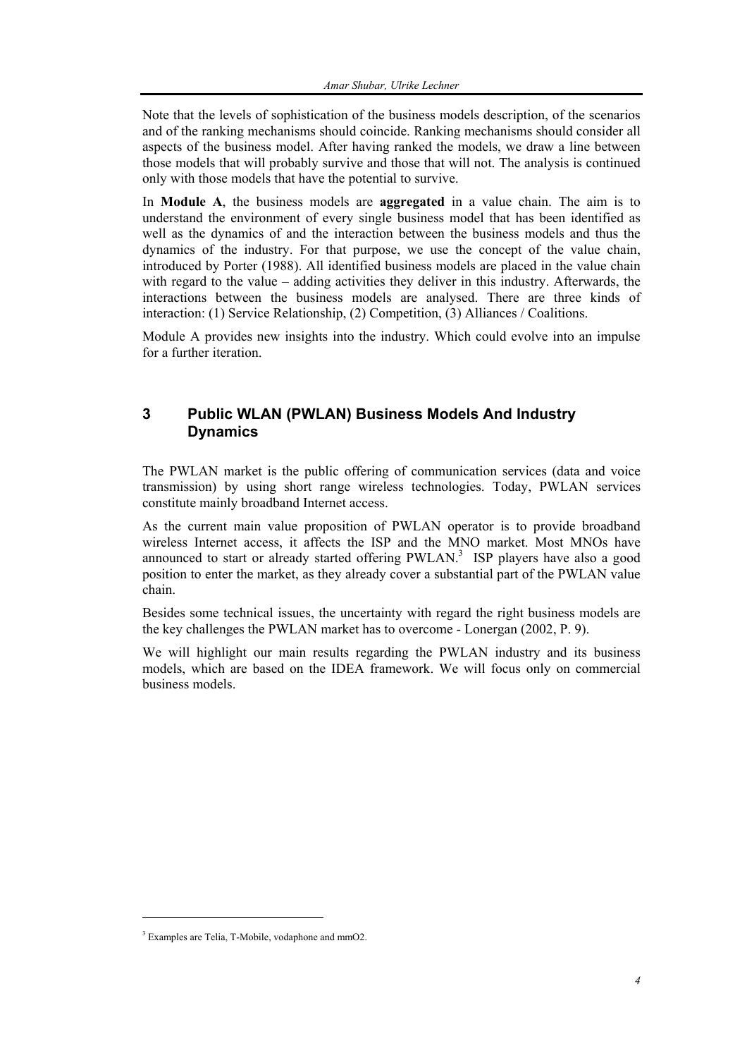Note that the levels of sophistication of the business models description, of the scenarios and of the ranking mechanisms should coincide. Ranking mechanisms should consider all aspects of the business model. After having ranked the models, we draw a line between those models that will probably survive and those that will not. The analysis is continued only with those models that have the potential to survive.

In **Module A**, the business models are **aggregated** in a value chain. The aim is to understand the environment of every single business model that has been identified as well as the dynamics of and the interaction between the business models and thus the dynamics of the industry. For that purpose, we use the concept of the value chain, introduced by Porter (1988). All identified business models are placed in the value chain with regard to the value – adding activities they deliver in this industry. Afterwards, the interactions between the business models are analysed. There are three kinds of interaction: (1) Service Relationship, (2) Competition, (3) Alliances / Coalitions.

Module A provides new insights into the industry. Which could evolve into an impulse for a further iteration.

## 3 Public WLAN (PWLAN) Business Models And Industry Dynamics

The PWLAN market is the public offering of communication services (data and voice transmission) by using short range wireless technologies. Today, PWLAN services constitute mainly broadband Internet access.

As the current main value proposition of PWLAN operator is to provide broadband wireless Internet access, it affects the ISP and the MNO market. Most MNOs have announced to start or already started offering PWLAN.[3] ISP players have also a good position to enter the market, as they already cover a substantial part of the PWLAN value chain.

Besides some technical issues, the uncertainty with regard the right business models are the key challenges the PWLAN market has to overcome - Lonergan (2002, P. 9).

We will highlight our main results regarding the PWLAN industry and its business models, which are based on the IDEA framework. We will focus only on commercial business models.

---

[3] Examples are Telia, T-Mobile, vodaphone and mmO2.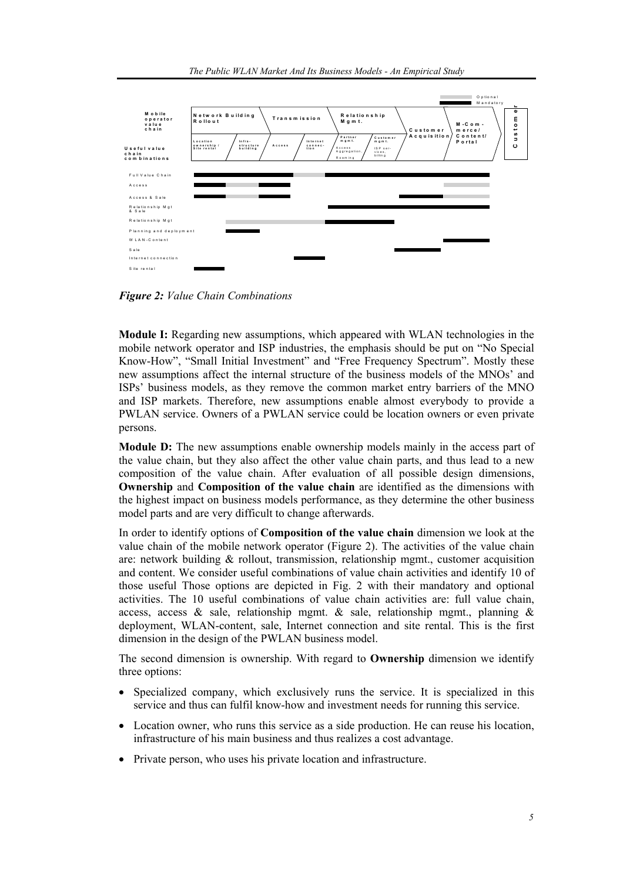*Figure 2: Value Chain Combinations*

**Module I:** Regarding new assumptions, which appeared with WLAN technologies in the mobile network operator and ISP industries, the emphasis should be put on “No Special Know-How”, “Small Initial Investment” and “Free Frequency Spectrum”. Mostly these new assumptions affect the internal structure of the business models of the MNOs’ and ISPs’ business models, as they remove the common market entry barriers of the MNO and ISP markets. Therefore, new assumptions enable almost everybody to provide a PWLAN service. Owners of a PWLAN service could be location owners or even private persons.

**Module D:** The new assumptions enable ownership models mainly in the access part of the value chain, but they also affect the other value chain parts, and thus lead to a new composition of the value chain. After evaluation of all possible design dimensions, **Ownership** and **Composition of the value chain** are identified as the dimensions with the highest impact on business models performance, as they determine the other business model parts and are very difficult to change afterwards.

In order to identify options of **Composition of the value chain** dimension we look at the value chain of the mobile network operator (Figure 2). The activities of the value chain are: network building & rollout, transmission, relationship mgmt., customer acquisition and content. We consider useful combinations of value chain activities and identify 10 of those useful Those options are depicted in Fig. 2 with their mandatory and optional activities. The 10 useful combinations of value chain activities are: full value chain, access, access & sale, relationship mgmt. & sale, relationship mgmt., planning & deployment, WLAN-content, sale, Internet connection and site rental. This is the first dimension in the design of the PWLAN business model.

The second dimension is ownership. With regard to **Ownership** dimension we identify three options:

- Specialized company, which exclusively runs the service. It is specialized in this service and thus can fulfil know-how and investment needs for running this service.
- Location owner, who runs this service as a side production. He can reuse his location, infrastructure of his main business and thus realizes a cost advantage.
- Private person, who uses his private location and infrastructure.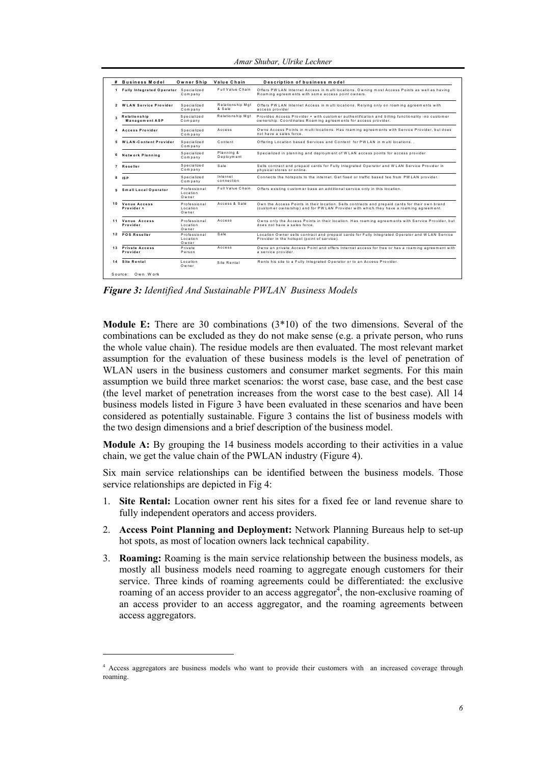| # | Business Model | Owner Ship | Value Chain | Description of business model |
|---|---|---|---|---|
| 1 | Fully Integrated Operator | Specialized Company | Full Value Chain | Offers PWLAN Internet Access in multi locations. Owning most Access Points as well as having Roaming agreements with some access point owners. |
| 2 | WLAN Service Provider | Specialized Company | Relationship Mgt & Sale | Offers PWLAN Internet Access in multi locations. Relying only on roaming agreements with access provider |
| 3 | Relationship Management ASP | Specialized Company | Relationship Mgt | Provides Access Provider + with customer authentification and billing functionality -no customer ownership. Coordinates Roaming agreements for access provider. |
| 4 | Access Provider | Specialized Company | Access | Owns Access Points in multi locations. Has roaming agreements with Service Provider, but does not have a sales force. |
| 5 | WLAN-Content Provider | Specialized Company | Content | Offering Location based Services and Content for PWLAN in multi locations. . |
| 6 | Network Planning | Specialized Company | Planning & Deployment | Specialized in planning and deployment of WLAN access points for access provider |
| 7 | Reseller | Specialized Company | Sale | Sells contract and prepaid cards for Fully Integrated Operator and WLAN Service Provider in physical stores or online. |
| 8 | ISP | Specialized Company | Internet connection | Connects the hotspots to the internet. Get fixed or traffic based fee from PWLAN provider. |
| 9 | Small Local Operator | Professional Location Owner | Full Value Chain | Offers existing customer base an additional service only in this location. |
| 10 | Venue Access Provider + | Professional Location Owner | Access & Sale | Own the Access Points in their location. Sells contracts and prepaid cards for their own brand (customer ownership) and for PWLAN Provider with which they have a roaming agreement. |
| 11 | Venue Access Provider | Professional Location Owner | Access | Owns only the Access Points in their location. Has roaming agreements with Service Provider, but does not have a sales force. |
| 12 | POS Reseller | Professional Location Owner | Sale | Location Owner sells contract and prepaid cards for Fully Integrated Operator and WLAN Service Provider in the hotspot (point of service). |
| 13 | Private Access Provider | Private Person | Access | Owns an private Access Point and offers Internet access for free or has a roaming agreement with a service provider. |
| 14 | Site Rental | Location Owner | Site Rental | Rents his site to a Fully Integrated Operator or to an Access Provider. |

Source: Own Work

***Figure 3:*** *Identified And Sustainable PWLAN Business Models*

**Module E:** There are 30 combinations (3*10) of the two dimensions. Several of the combinations can be excluded as they do not make sense (e.g. a private person, who runs the whole value chain). The residue models are then evaluated. The most relevant market assumption for the evaluation of these business models is the level of penetration of WLAN users in the business customers and consumer market segments. For this main assumption we build three market scenarios: the worst case, base case, and the best case (the level market of penetration increases from the worst case to the best case). All 14 business models listed in Figure 3 have been evaluated in these scenarios and have been considered as potentially sustainable. Figure 3 contains the list of business models with the two design dimensions and a brief description of the business model.

**Module A:** By grouping the 14 business models according to their activities in a value chain, we get the value chain of the PWLAN industry (Figure 4).

Six main service relationships can be identified between the business models. Those service relationships are depicted in Fig 4:

1. **Site Rental:** Location owner rent his sites for a fixed fee or land revenue share to fully independent operators and access providers.
2. **Access Point Planning and Deployment:** Network Planning Bureaus help to set-up hot spots, as most of location owners lack technical capability.
3. **Roaming:** Roaming is the main service relationship between the business models, as mostly all business models need roaming to aggregate enough customers for their service. Three kinds of roaming agreements could be differentiated: the exclusive roaming of an access provider to an access aggregator[4], the non-exclusive roaming of an access provider to an access aggregator, and the roaming agreements between access aggregators.

[4] Access aggregators are business models who want to provide their customers with an increased coverage through roaming.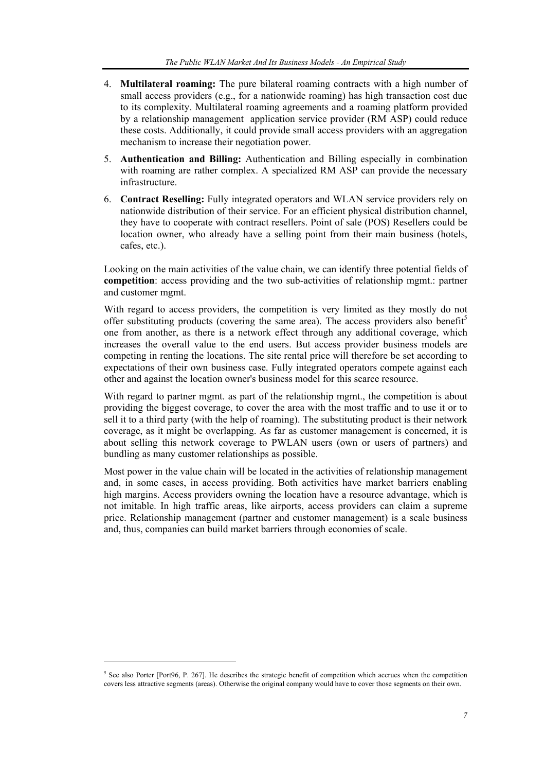4. **Multilateral roaming:** The pure bilateral roaming contracts with a high number of small access providers (e.g., for a nationwide roaming) has high transaction cost due to its complexity. Multilateral roaming agreements and a roaming platform provided by a relationship management application service provider (RM ASP) could reduce these costs. Additionally, it could provide small access providers with an aggregation mechanism to increase their negotiation power.
5. **Authentication and Billing:** Authentication and Billing especially in combination with roaming are rather complex. A specialized RM ASP can provide the necessary infrastructure.
6. **Contract Reselling:** Fully integrated operators and WLAN service providers rely on nationwide distribution of their service. For an efficient physical distribution channel, they have to cooperate with contract resellers. Point of sale (POS) Resellers could be location owner, who already have a selling point from their main business (hotels, cafes, etc.).

Looking on the main activities of the value chain, we can identify three potential fields of **competition**: access providing and the two sub-activities of relationship mgmt.: partner and customer mgmt.

With regard to access providers, the competition is very limited as they mostly do not offer substituting products (covering the same area). The access providers also benefit[5] one from another, as there is a network effect through any additional coverage, which increases the overall value to the end users. But access provider business models are competing in renting the locations. The site rental price will therefore be set according to expectations of their own business case. Fully integrated operators compete against each other and against the location owner's business model for this scarce resource.

With regard to partner mgmt. as part of the relationship mgmt., the competition is about providing the biggest coverage, to cover the area with the most traffic and to use it or to sell it to a third party (with the help of roaming). The substituting product is their network coverage, as it might be overlapping. As far as customer management is concerned, it is about selling this network coverage to PWLAN users (own or users of partners) and bundling as many customer relationships as possible.

Most power in the value chain will be located in the activities of relationship management and, in some cases, in access providing. Both activities have market barriers enabling high margins. Access providers owning the location have a resource advantage, which is not imitable. In high traffic areas, like airports, access providers can claim a supreme price. Relationship management (partner and customer management) is a scale business and, thus, companies can build market barriers through economies of scale.

[5] See also Porter [Port96, P. 267]. He describes the strategic benefit of competition which accrues when the competition covers less attractive segments (areas). Otherwise the original company would have to cover those segments on their own.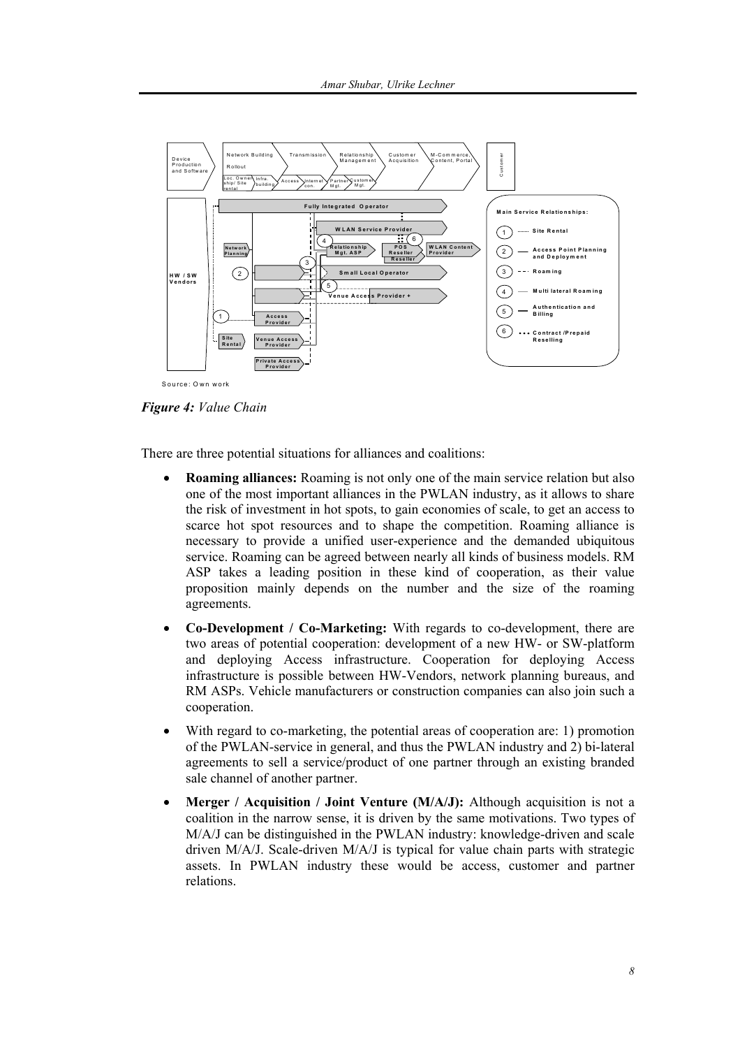Source: Own work

***Figure 4:*** *Value Chain*

There are three potential situations for alliances and coalitions:

- **Roaming alliances:** Roaming is not only one of the main service relation but also one of the most important alliances in the PWLAN industry, as it allows to share the risk of investment in hot spots, to gain economies of scale, to get an access to scarce hot spot resources and to shape the competition. Roaming alliance is necessary to provide a unified user-experience and the demanded ubiquitous service. Roaming can be agreed between nearly all kinds of business models. RM ASP takes a leading position in these kind of cooperation, as their value proposition mainly depends on the number and the size of the roaming agreements.
- **Co-Development / Co-Marketing:** With regards to co-development, there are two areas of potential cooperation: development of a new HW- or SW-platform and deploying Access infrastructure. Cooperation for deploying Access infrastructure is possible between HW-Vendors, network planning bureaus, and RM ASPs. Vehicle manufacturers or construction companies can also join such a cooperation.
- With regard to co-marketing, the potential areas of cooperation are: 1) promotion of the PWLAN-service in general, and thus the PWLAN industry and 2) bi-lateral agreements to sell a service/product of one partner through an existing branded sale channel of another partner.
- **Merger / Acquisition / Joint Venture (M/A/J):** Although acquisition is not a coalition in the narrow sense, it is driven by the same motivations. Two types of M/A/J can be distinguished in the PWLAN industry: knowledge-driven and scale driven M/A/J. Scale-driven M/A/J is typical for value chain parts with strategic assets. In PWLAN industry these would be access, customer and partner relations.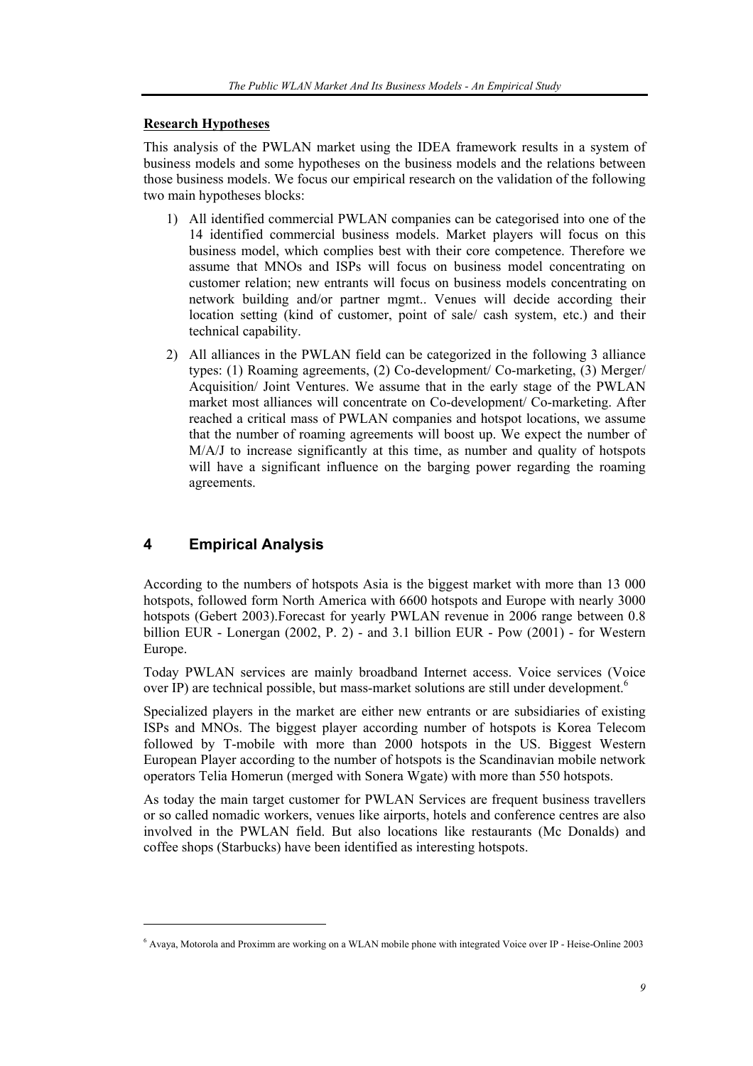**Research Hypotheses**

This analysis of the PWLAN market using the IDEA framework results in a system of business models and some hypotheses on the business models and the relations between those business models. We focus our empirical research on the validation of the following two main hypotheses blocks:

1) All identified commercial PWLAN companies can be categorised into one of the 14 identified commercial business models. Market players will focus on this business model, which complies best with their core competence. Therefore we assume that MNOs and ISPs will focus on business model concentrating on customer relation; new entrants will focus on business models concentrating on network building and/or partner mgmt.. Venues will decide according their location setting (kind of customer, point of sale/ cash system, etc.) and their technical capability.

2) All alliances in the PWLAN field can be categorized in the following 3 alliance types: (1) Roaming agreements, (2) Co-development/ Co-marketing, (3) Merger/ Acquisition/ Joint Ventures. We assume that in the early stage of the PWLAN market most alliances will concentrate on Co-development/ Co-marketing. After reached a critical mass of PWLAN companies and hotspot locations, we assume that the number of roaming agreements will boost up. We expect the number of M/A/J to increase significantly at this time, as number and quality of hotspots will have a significant influence on the barging power regarding the roaming agreements.

# 4 Empirical Analysis

According to the numbers of hotspots Asia is the biggest market with more than 13 000 hotspots, followed form North America with 6600 hotspots and Europe with nearly 3000 hotspots (Gebert 2003).Forecast for yearly PWLAN revenue in 2006 range between 0.8 billion EUR - Lonergan (2002, P. 2) - and 3.1 billion EUR - Pow (2001) - for Western Europe.

Today PWLAN services are mainly broadband Internet access. Voice services (Voice over IP) are technical possible, but mass-market solutions are still under development.[6]

Specialized players in the market are either new entrants or are subsidiaries of existing ISPs and MNOs. The biggest player according number of hotspots is Korea Telecom followed by T-mobile with more than 2000 hotspots in the US. Biggest Western European Player according to the number of hotspots is the Scandinavian mobile network operators Telia Homerun (merged with Sonera Wgate) with more than 550 hotspots.

As today the main target customer for PWLAN Services are frequent business travellers or so called nomadic workers, venues like airports, hotels and conference centres are also involved in the PWLAN field. But also locations like restaurants (Mc Donalds) and coffee shops (Starbucks) have been identified as interesting hotspots.

[6] Avaya, Motorola and Proximm are working on a WLAN mobile phone with integrated Voice over IP - Heise-Online 2003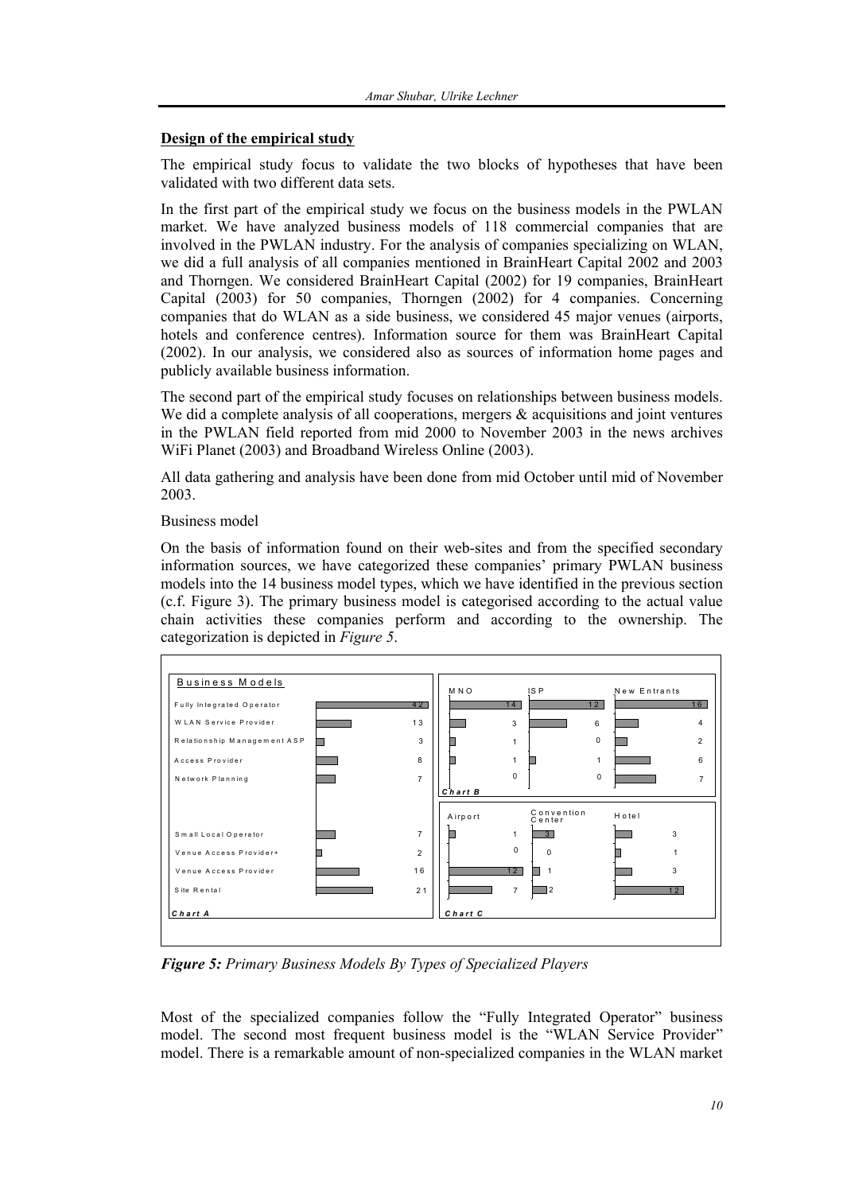### Design of the empirical study

The empirical study focus to validate the two blocks of hypotheses that have been validated with two different data sets.

In the first part of the empirical study we focus on the business models in the PWLAN market. We have analyzed business models of 118 commercial companies that are involved in the PWLAN industry. For the analysis of companies specializing on WLAN, we did a full analysis of all companies mentioned in BrainHeart Capital 2002 and 2003 and Thorngen. We considered BrainHeart Capital (2002) for 19 companies, BrainHeart Capital (2003) for 50 companies, Thorngen (2002) for 4 companies. Concerning companies that do WLAN as a side business, we considered 45 major venues (airports, hotels and conference centres). Information source for them was BrainHeart Capital (2002). In our analysis, we considered also as sources of information home pages and publicly available business information.

The second part of the empirical study focuses on relationships between business models. We did a complete analysis of all cooperations, mergers & acquisitions and joint ventures in the PWLAN field reported from mid 2000 to November 2003 in the news archives WiFi Planet (2003) and Broadband Wireless Online (2003).

All data gathering and analysis have been done from mid October until mid of November 2003.

Business model

On the basis of information found on their web-sites and from the specified secondary information sources, we have categorized these companies' primary PWLAN business models into the 14 business model types, which we have identified in the previous section (c.f. Figure 3). The primary business model is categorised according to the actual value chain activities these companies perform and according to the ownership. The categorization is depicted in *Figure 5*.

**Chart A / Chart B**

| Business Models | Total | MNO | ISP | New Entrants |
|---|---|---|---|---|
| Fully Integrated Operator | 42 | 14 | 12 | 16 |
| WLAN Service Provider | 13 | 3 | 6 | 4 |
| Relationship Management ASP | 3 | 1 | 0 | 2 |
| Access Provider | 8 | 1 | 1 | 6 |
| Network Planning | 7 | 0 | 0 | 7 |

**Chart A / Chart C**

| Business Models | Total | Airport | Convention Center | Hotel |
|---|---|---|---|---|
| Small Local Operator | 7 | 1 | 3 | 3 |
| Venue Access Provider+ | 2 | 0 | 0 | 1 |
| Venue Access Provider | 16 | 12 | 1 | 3 |
| Site Rental | 21 | 7 | 2 | 12 |

***Figure 5:*** *Primary Business Models By Types of Specialized Players*

Most of the specialized companies follow the "Fully Integrated Operator" business model. The second most frequent business model is the "WLAN Service Provider" model. There is a remarkable amount of non-specialized companies in the WLAN market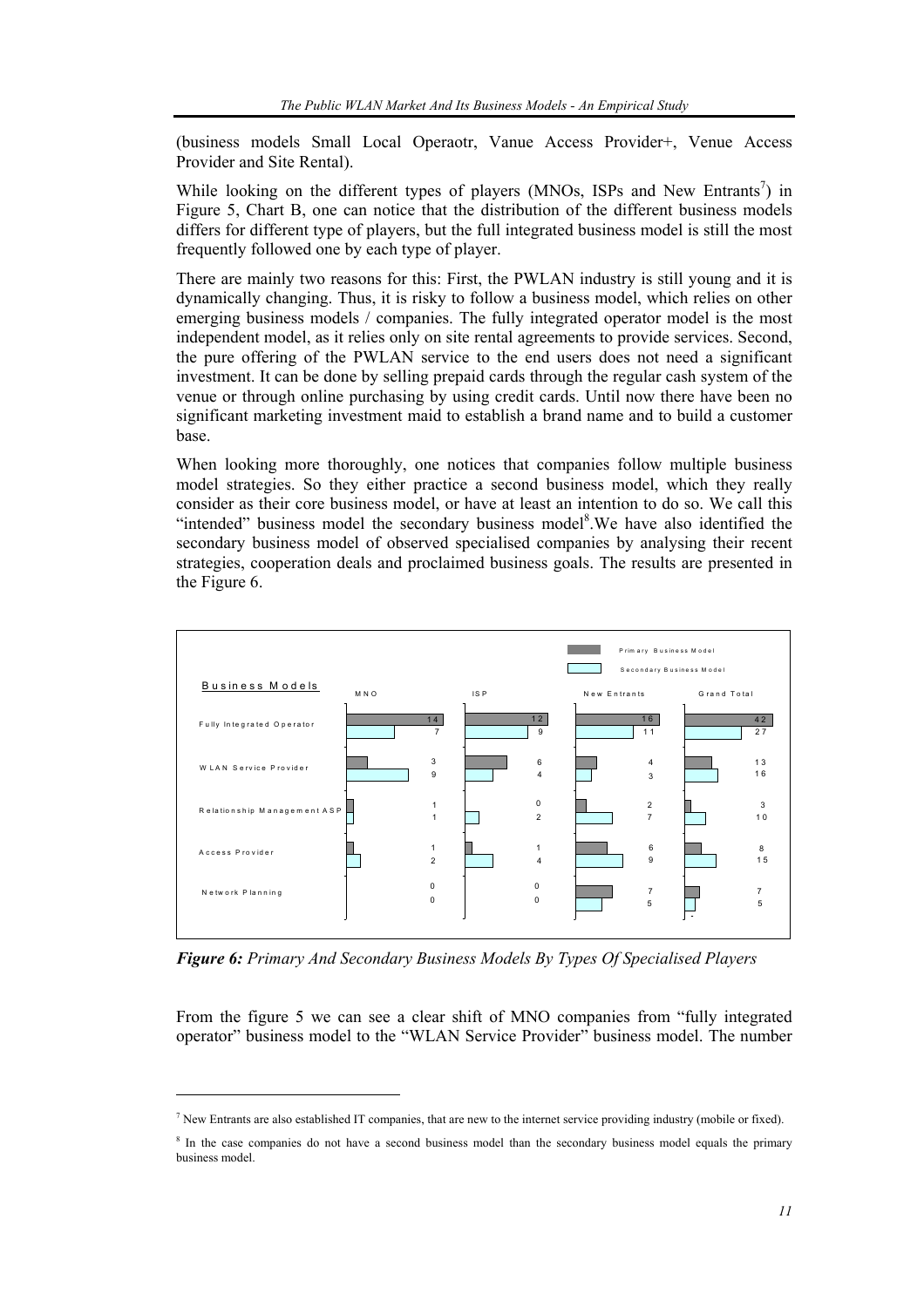(business models Small Local Operaotr, Vanue Access Provider+, Venue Access Provider and Site Rental).

While looking on the different types of players (MNOs, ISPs and New Entrants[7]) in Figure 5, Chart B, one can notice that the distribution of the different business models differs for different type of players, but the full integrated business model is still the most frequently followed one by each type of player.

There are mainly two reasons for this: First, the PWLAN industry is still young and it is dynamically changing. Thus, it is risky to follow a business model, which relies on other emerging business models / companies. The fully integrated operator model is the most independent model, as it relies only on site rental agreements to provide services. Second, the pure offering of the PWLAN service to the end users does not need a significant investment. It can be done by selling prepaid cards through the regular cash system of the venue or through online purchasing by using credit cards. Until now there have been no significant marketing investment maid to establish a brand name and to build a customer base.

When looking more thoroughly, one notices that companies follow multiple business model strategies. So they either practice a second business model, which they really consider as their core business model, or have at least an intention to do so. We call this "intended" business model the secondary business model[8].We have also identified the secondary business model of observed specialised companies by analysing their recent strategies, cooperation deals and proclaimed business goals. The results are presented in the Figure 6.

| Business Models | MNO Primary | MNO Secondary | ISP Primary | ISP Secondary | New Entrants Primary | New Entrants Secondary | Grand Total Primary | Grand Total Secondary |
|---|---|---|---|---|---|---|---|---|
| Fully Integrated Operator | 14 | 7 | 12 | 9 | 16 | 11 | 42 | 27 |
| WLAN Service Provider | 3 | 9 | 6 | 4 | 4 | 3 | 13 | 16 |
| Relationship Management ASP | 1 | 1 | 0 | 2 | 2 | 7 | 3 | 10 |
| Access Provider | 1 | 2 | 1 | 4 | 6 | 9 | 8 | 15 |
| Network Planning | 0 | 0 | 0 | 0 | 7 | 5 | 7 | 5 |

***Figure 6:*** *Primary And Secondary Business Models By Types Of Specialised Players*

From the figure 5 we can see a clear shift of MNO companies from "fully integrated operator" business model to the "WLAN Service Provider" business model. The number

---

[7] New Entrants are also established IT companies, that are new to the internet service providing industry (mobile or fixed).

[8] In the case companies do not have a second business model than the secondary business model equals the primary business model.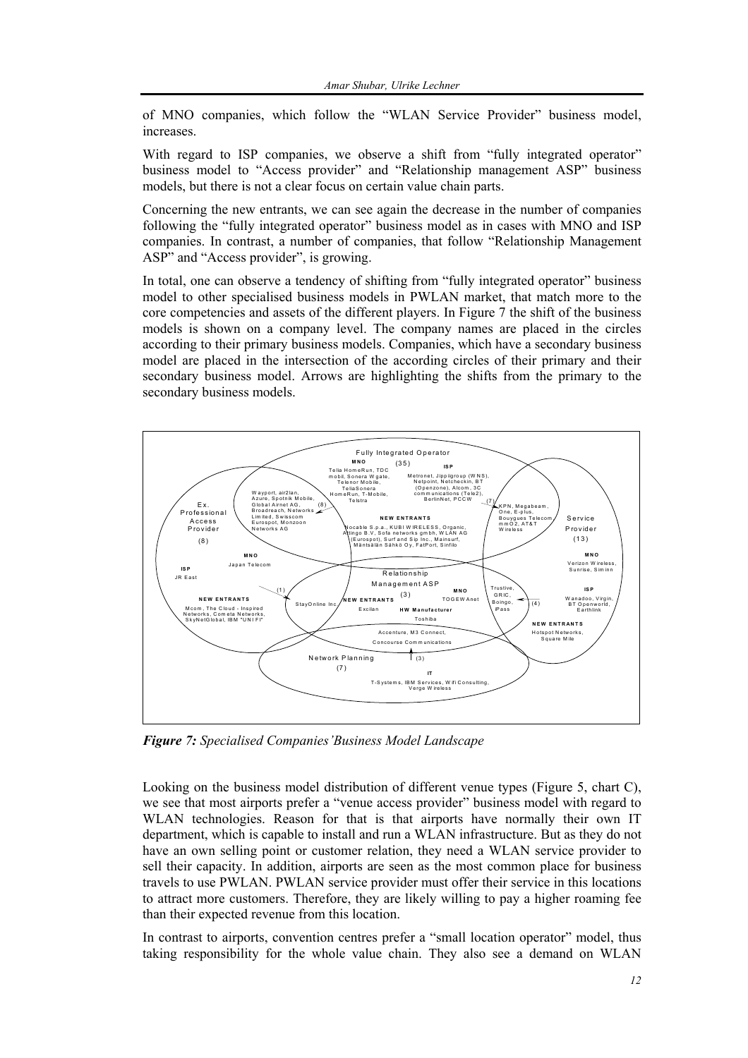of MNO companies, which follow the "WLAN Service Provider" business model, increases.

With regard to ISP companies, we observe a shift from "fully integrated operator" business model to "Access provider" and "Relationship management ASP" business models, but there is not a clear focus on certain value chain parts.

Concerning the new entrants, we can see again the decrease in the number of companies following the "fully integrated operator" business model as in cases with MNO and ISP companies. In contrast, a number of companies, that follow "Relationship Management ASP" and "Access provider", is growing.

In total, one can observe a tendency of shifting from "fully integrated operator" business model to other specialised business models in PWLAN market, that match more to the core competencies and assets of the different players. In Figure 7 the shift of the business models is shown on a company level. The company names are placed in the circles according to their primary business models. Companies, which have a secondary business model are placed in the intersection of the according circles of their primary and their secondary business model. Arrows are highlighting the shifts from the primary to the secondary business models.

***Figure 7:*** *Specialised Companies'Business Model Landscape*

Looking on the business model distribution of different venue types (Figure 5, chart C), we see that most airports prefer a "venue access provider" business model with regard to WLAN technologies. Reason for that is that airports have normally their own IT department, which is capable to install and run a WLAN infrastructure. But as they do not have an own selling point or customer relation, they need a WLAN service provider to sell their capacity. In addition, airports are seen as the most common place for business travels to use PWLAN. PWLAN service provider must offer their service in this locations to attract more customers. Therefore, they are likely willing to pay a higher roaming fee than their expected revenue from this location.

In contrast to airports, convention centres prefer a "small location operator" model, thus taking responsibility for the whole value chain. They also see a demand on WLAN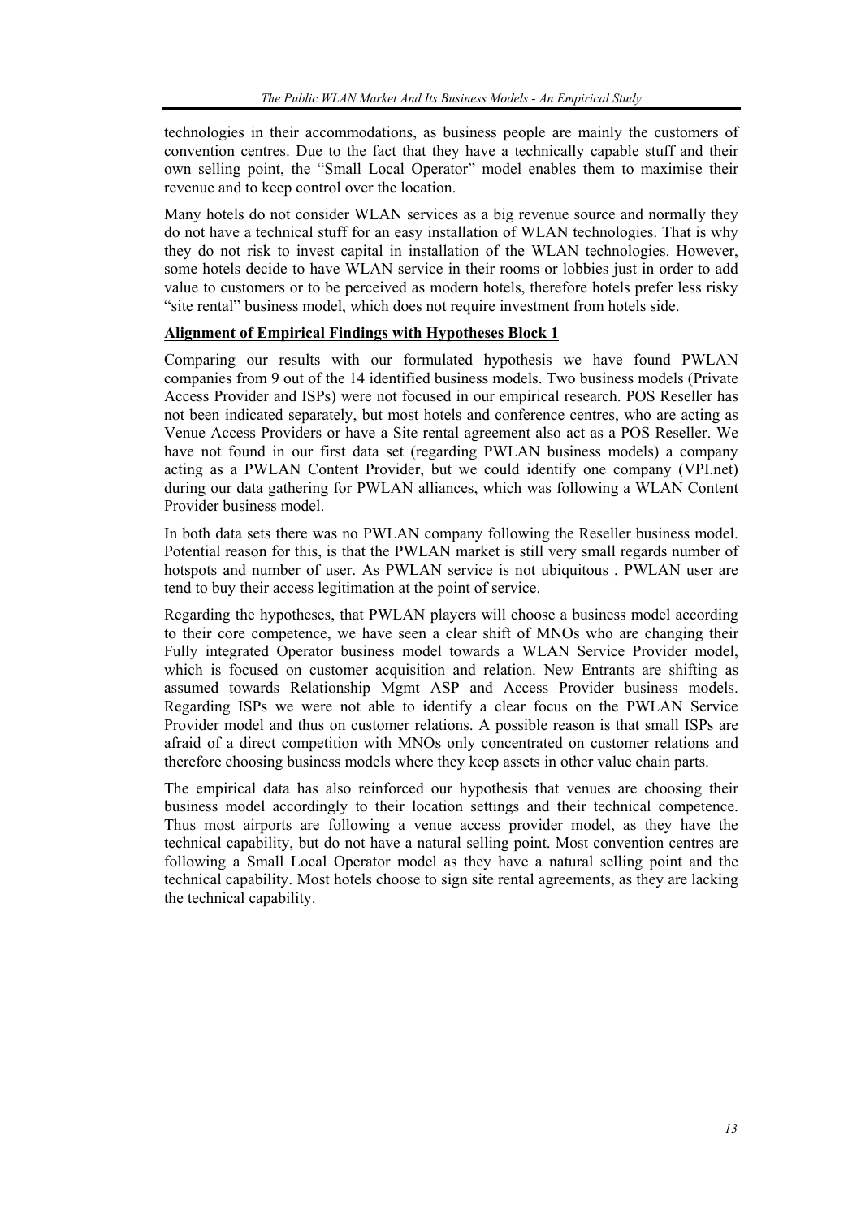technologies in their accommodations, as business people are mainly the customers of convention centres. Due to the fact that they have a technically capable stuff and their own selling point, the "Small Local Operator" model enables them to maximise their revenue and to keep control over the location.

Many hotels do not consider WLAN services as a big revenue source and normally they do not have a technical stuff for an easy installation of WLAN technologies. That is why they do not risk to invest capital in installation of the WLAN technologies. However, some hotels decide to have WLAN service in their rooms or lobbies just in order to add value to customers or to be perceived as modern hotels, therefore hotels prefer less risky "site rental" business model, which does not require investment from hotels side.

**Alignment of Empirical Findings with Hypotheses Block 1**

Comparing our results with our formulated hypothesis we have found PWLAN companies from 9 out of the 14 identified business models. Two business models (Private Access Provider and ISPs) were not focused in our empirical research. POS Reseller has not been indicated separately, but most hotels and conference centres, who are acting as Venue Access Providers or have a Site rental agreement also act as a POS Reseller. We have not found in our first data set (regarding PWLAN business models) a company acting as a PWLAN Content Provider, but we could identify one company (VPI.net) during our data gathering for PWLAN alliances, which was following a WLAN Content Provider business model.

In both data sets there was no PWLAN company following the Reseller business model. Potential reason for this, is that the PWLAN market is still very small regards number of hotspots and number of user. As PWLAN service is not ubiquitous , PWLAN user are tend to buy their access legitimation at the point of service.

Regarding the hypotheses, that PWLAN players will choose a business model according to their core competence, we have seen a clear shift of MNOs who are changing their Fully integrated Operator business model towards a WLAN Service Provider model, which is focused on customer acquisition and relation. New Entrants are shifting as assumed towards Relationship Mgmt ASP and Access Provider business models. Regarding ISPs we were not able to identify a clear focus on the PWLAN Service Provider model and thus on customer relations. A possible reason is that small ISPs are afraid of a direct competition with MNOs only concentrated on customer relations and therefore choosing business models where they keep assets in other value chain parts.

The empirical data has also reinforced our hypothesis that venues are choosing their business model accordingly to their location settings and their technical competence. Thus most airports are following a venue access provider model, as they have the technical capability, but do not have a natural selling point. Most convention centres are following a Small Local Operator model as they have a natural selling point and the technical capability. Most hotels choose to sign site rental agreements, as they are lacking the technical capability.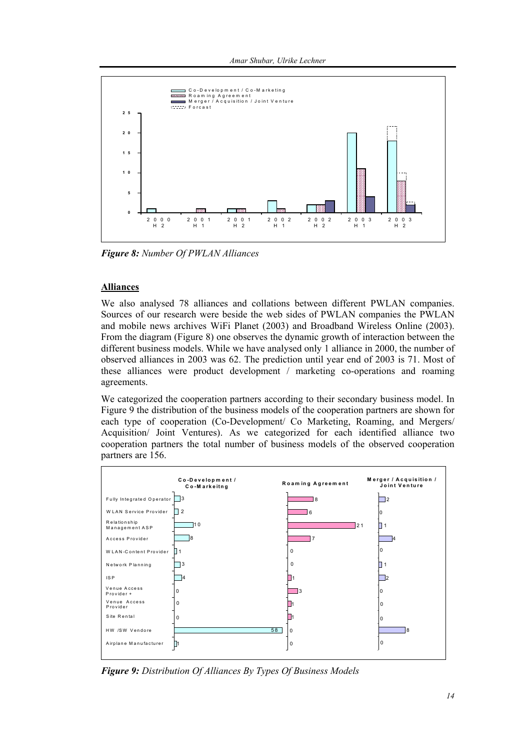*Figure 8: Number Of PWLAN Alliances*

**Alliances**

We also analysed 78 alliances and collations between different PWLAN companies. Sources of our research were beside the web sides of PWLAN companies the PWLAN and mobile news archives WiFi Planet (2003) and Broadband Wireless Online (2003). From the diagram (Figure 8) one observes the dynamic growth of interaction between the different business models. While we have analysed only 1 alliance in 2000, the number of observed alliances in 2003 was 62. The prediction until year end of 2003 is 71. Most of these alliances were product development / marketing co-operations and roaming agreements.

We categorized the cooperation partners according to their secondary business model. In Figure 9 the distribution of the business models of the cooperation partners are shown for each type of cooperation (Co-Development/ Co Marketing, Roaming, and Mergers/ Acquisition/ Joint Ventures). As we categorized for each identified alliance two cooperation partners the total number of business models of the observed cooperation partners are 156.

*Figure 9: Distribution Of Alliances By Types Of Business Models*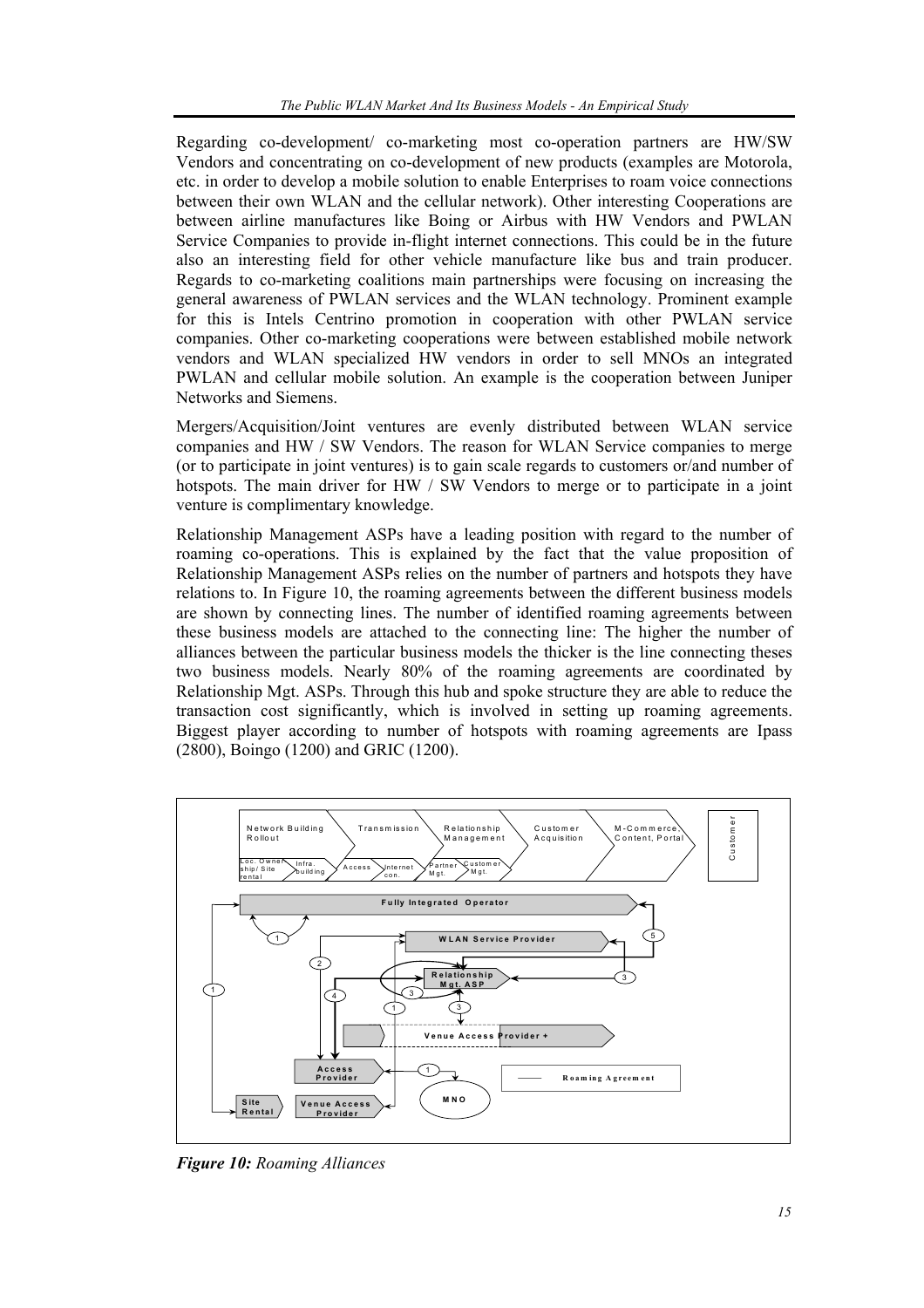Regarding co-development/ co-marketing most co-operation partners are HW/SW Vendors and concentrating on co-development of new products (examples are Motorola, etc. in order to develop a mobile solution to enable Enterprises to roam voice connections between their own WLAN and the cellular network). Other interesting Cooperations are between airline manufactures like Boing or Airbus with HW Vendors and PWLAN Service Companies to provide in-flight internet connections. This could be in the future also an interesting field for other vehicle manufacture like bus and train producer. Regards to co-marketing coalitions main partnerships were focusing on increasing the general awareness of PWLAN services and the WLAN technology. Prominent example for this is Intels Centrino promotion in cooperation with other PWLAN service companies. Other co-marketing cooperations were between established mobile network vendors and WLAN specialized HW vendors in order to sell MNOs an integrated PWLAN and cellular mobile solution. An example is the cooperation between Juniper Networks and Siemens.

Mergers/Acquisition/Joint ventures are evenly distributed between WLAN service companies and HW / SW Vendors. The reason for WLAN Service companies to merge (or to participate in joint ventures) is to gain scale regards to customers or/and number of hotspots. The main driver for HW / SW Vendors to merge or to participate in a joint venture is complimentary knowledge.

Relationship Management ASPs have a leading position with regard to the number of roaming co-operations. This is explained by the fact that the value proposition of Relationship Management ASPs relies on the number of partners and hotspots they have relations to. In Figure 10, the roaming agreements between the different business models are shown by connecting lines. The number of identified roaming agreements between these business models are attached to the connecting line: The higher the number of alliances between the particular business models the thicker is the line connecting theses two business models. Nearly 80% of the roaming agreements are coordinated by Relationship Mgt. ASPs. Through this hub and spoke structure they are able to reduce the transaction cost significantly, which is involved in setting up roaming agreements. Biggest player according to number of hotspots with roaming agreements are Ipass (2800), Boingo (1200) and GRIC (1200).

***Figure 10:*** *Roaming Alliances*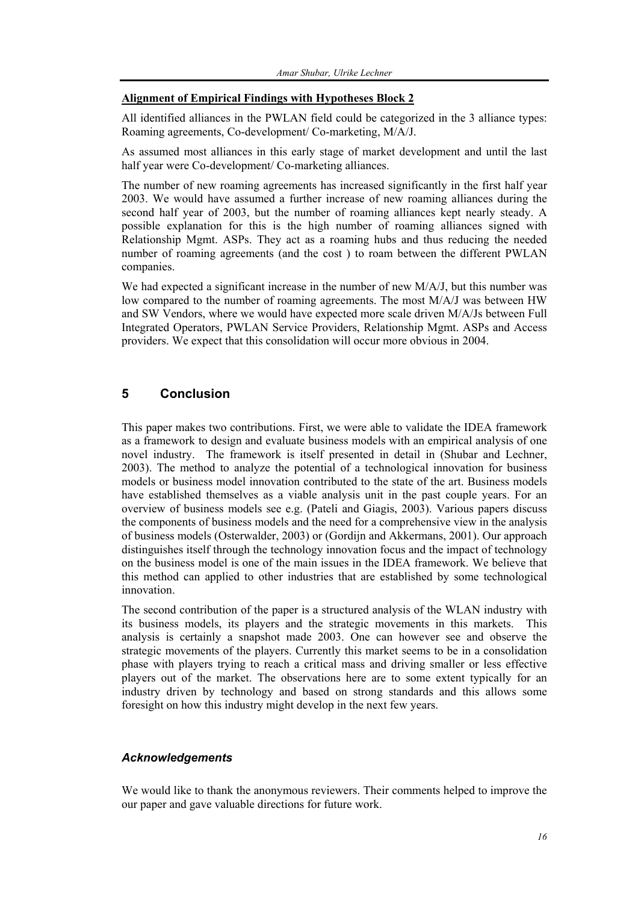**Alignment of Empirical Findings with Hypotheses Block 2**

All identified alliances in the PWLAN field could be categorized in the 3 alliance types: Roaming agreements, Co-development/ Co-marketing, M/A/J.

As assumed most alliances in this early stage of market development and until the last half year were Co-development/ Co-marketing alliances.

The number of new roaming agreements has increased significantly in the first half year 2003. We would have assumed a further increase of new roaming alliances during the second half year of 2003, but the number of roaming alliances kept nearly steady. A possible explanation for this is the high number of roaming alliances signed with Relationship Mgmt. ASPs. They act as a roaming hubs and thus reducing the needed number of roaming agreements (and the cost ) to roam between the different PWLAN companies.

We had expected a significant increase in the number of new M/A/J, but this number was low compared to the number of roaming agreements. The most M/A/J was between HW and SW Vendors, where we would have expected more scale driven M/A/Js between Full Integrated Operators, PWLAN Service Providers, Relationship Mgmt. ASPs and Access providers. We expect that this consolidation will occur more obvious in 2004.

## 5 Conclusion

This paper makes two contributions. First, we were able to validate the IDEA framework as a framework to design and evaluate business models with an empirical analysis of one novel industry. The framework is itself presented in detail in (Shubar and Lechner, 2003). The method to analyze the potential of a technological innovation for business models or business model innovation contributed to the state of the art. Business models have established themselves as a viable analysis unit in the past couple years. For an overview of business models see e.g. (Pateli and Giagis, 2003). Various papers discuss the components of business models and the need for a comprehensive view in the analysis of business models (Osterwalder, 2003) or (Gordijn and Akkermans, 2001). Our approach distinguishes itself through the technology innovation focus and the impact of technology on the business model is one of the main issues in the IDEA framework. We believe that this method can applied to other industries that are established by some technological innovation.

The second contribution of the paper is a structured analysis of the WLAN industry with its business models, its players and the strategic movements in this markets. This analysis is certainly a snapshot made 2003. One can however see and observe the strategic movements of the players. Currently this market seems to be in a consolidation phase with players trying to reach a critical mass and driving smaller or less effective players out of the market. The observations here are to some extent typically for an industry driven by technology and based on strong standards and this allows some foresight on how this industry might develop in the next few years.

### *Acknowledgements*

We would like to thank the anonymous reviewers. Their comments helped to improve the our paper and gave valuable directions for future work.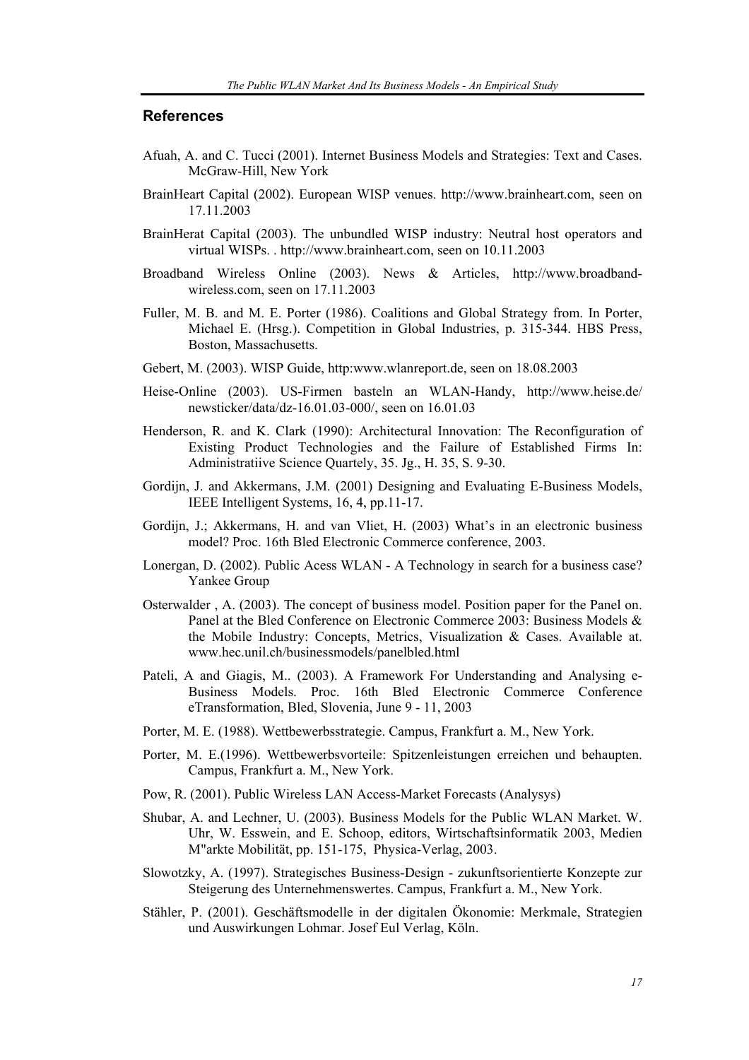## References

Afuah, A. and C. Tucci (2001). Internet Business Models and Strategies: Text and Cases. McGraw-Hill, New York

BrainHeart Capital (2002). European WISP venues. http://www.brainheart.com, seen on 17.11.2003

BrainHerat Capital (2003). The unbundled WISP industry: Neutral host operators and virtual WISPs. . http://www.brainheart.com, seen on 10.11.2003

Broadband Wireless Online (2003). News & Articles, http://www.broadband-wireless.com, seen on 17.11.2003

Fuller, M. B. and M. E. Porter (1986). Coalitions and Global Strategy from. In Porter, Michael E. (Hrsg.). Competition in Global Industries, p. 315-344. HBS Press, Boston, Massachusetts.

Gebert, M. (2003). WISP Guide, http:www.wlanreport.de, seen on 18.08.2003

Heise-Online (2003). US-Firmen basteln an WLAN-Handy, http://www.heise.de/newsticker/data/dz-16.01.03-000/, seen on 16.01.03

Henderson, R. and K. Clark (1990): Architectural Innovation: The Reconfiguration of Existing Product Technologies and the Failure of Established Firms In: Administratiive Science Quartely, 35. Jg., H. 35, S. 9-30.

Gordijn, J. and Akkermans, J.M. (2001) Designing and Evaluating E-Business Models, IEEE Intelligent Systems, 16, 4, pp.11-17.

Gordijn, J.; Akkermans, H. and van Vliet, H. (2003) What's in an electronic business model? Proc. 16th Bled Electronic Commerce conference, 2003.

Lonergan, D. (2002). Public Acess WLAN - A Technology in search for a business case? Yankee Group

Osterwalder , A. (2003). The concept of business model. Position paper for the Panel on. Panel at the Bled Conference on Electronic Commerce 2003: Business Models & the Mobile Industry: Concepts, Metrics, Visualization & Cases. Available at. www.hec.unil.ch/businessmodels/panelbled.html

Pateli, A and Giagis, M.. (2003). A Framework For Understanding and Analysing e-Business Models. Proc. 16th Bled Electronic Commerce Conference eTransformation, Bled, Slovenia, June 9 - 11, 2003

Porter, M. E. (1988). Wettbewerbsstrategie. Campus, Frankfurt a. M., New York.

Porter, M. E.(1996). Wettbewerbsvorteile: Spitzenleistungen erreichen und behaupten. Campus, Frankfurt a. M., New York.

Pow, R. (2001). Public Wireless LAN Access-Market Forecasts (Analysys)

Shubar, A. and Lechner, U. (2003). Business Models for the Public WLAN Market. W. Uhr, W. Esswein, and E. Schoop, editors, Wirtschaftsinformatik 2003, Medien M"arkte Mobilität, pp. 151-175, Physica-Verlag, 2003.

Slowotzky, A. (1997). Strategisches Business-Design - zukunftsorientierte Konzepte zur Steigerung des Unternehmenswertes. Campus, Frankfurt a. M., New York.

Stähler, P. (2001). Geschäftsmodelle in der digitalen Ökonomie: Merkmale, Strategien und Auswirkungen Lohmar. Josef Eul Verlag, Köln.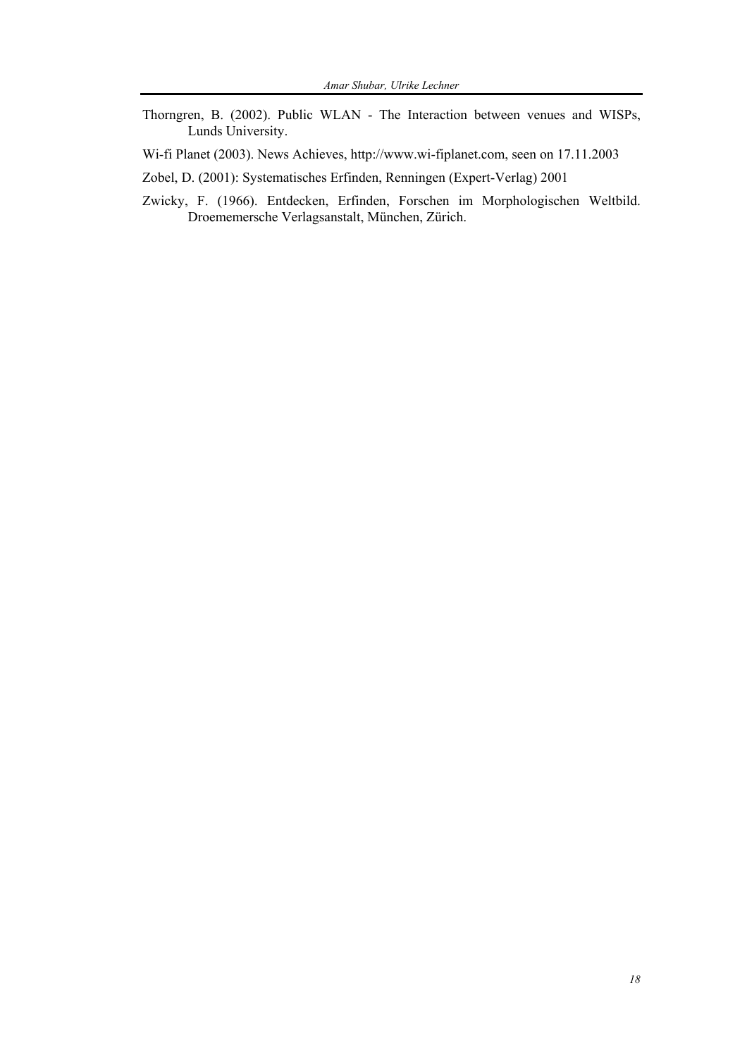Thorngren, B. (2002). Public WLAN - The Interaction between venues and WISPs, Lunds University.

Wi-fi Planet (2003). News Achieves, http://www.wi-fiplanet.com, seen on 17.11.2003

Zobel, D. (2001): Systematisches Erfinden, Renningen (Expert-Verlag) 2001

Zwicky, F. (1966). Entdecken, Erfinden, Forschen im Morphologischen Weltbild. Droememersche Verlagsanstalt, München, Zürich.